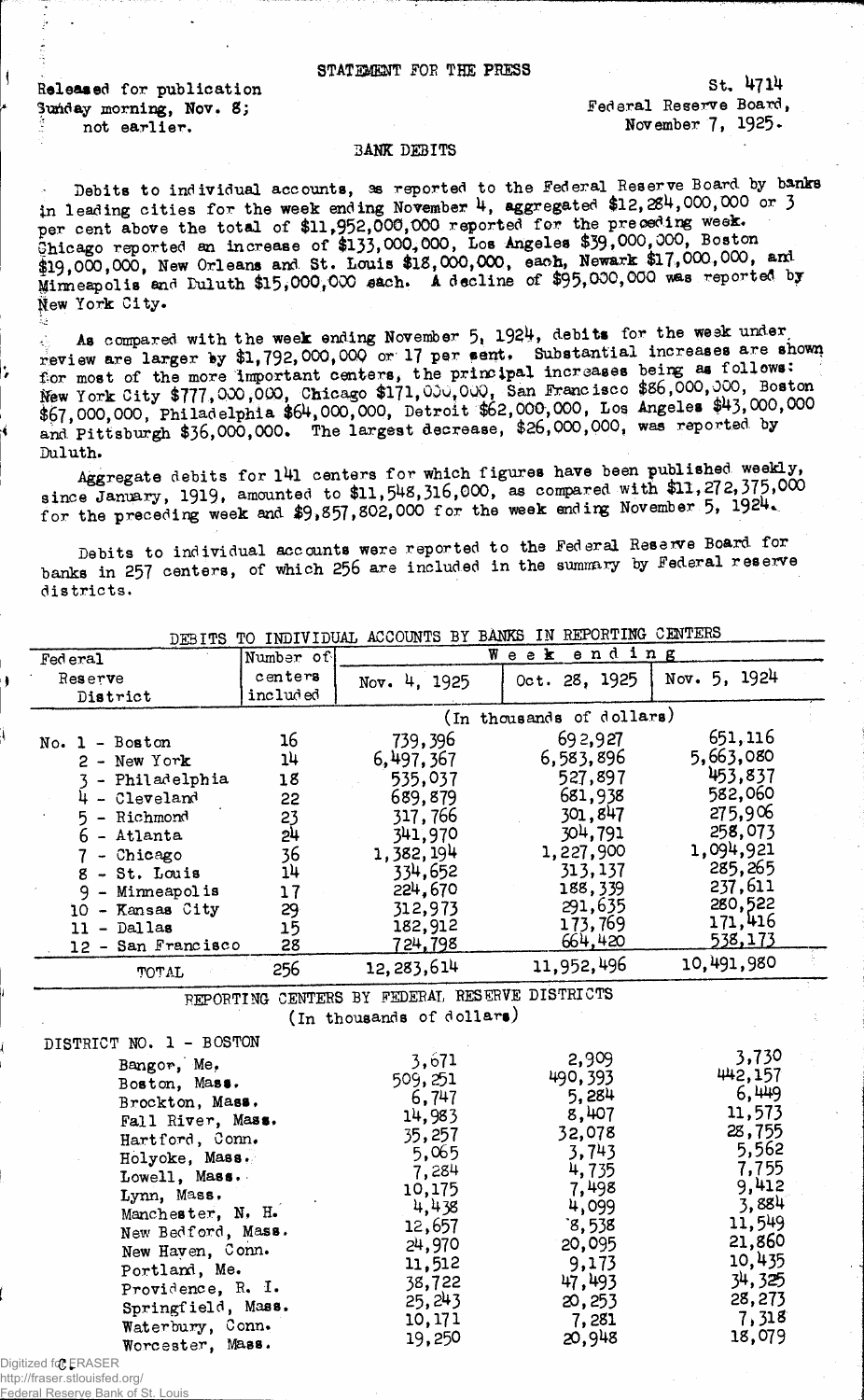STATEMENT FOR THE PRESS

Released for publication
Sunday morning, Nov. 8;
not earlier.

St. 4714
Federal Reserve Board,
November 7, 1925.

## BANK DEBITS

Debits to individual accounts, as reported to the Federal Reserve Board by banks in leading cities for the week ending November 4, aggregated $12,284,000,000 or 3 per cent above the total of $11,952,000,000 reported for the preceding week. Chicago reported an increase of $133,000,000, Los Angeles $39,000,000, Boston $19,000,000, New Orleans and St. Louis $18,000,000, each, Newark $17,000,000, and Minneapolis and Duluth $15,000,000 each. A decline of $95,000,000 was reported by New York City.

As compared with the week ending November 5, 1924, debits for the week under review are larger by $1,792,000,000 or 17 per cent. Substantial increases are shown for most of the more important centers, the principal increases being as follows: New York City $777,000,000, Chicago $171,000,000, San Francisco $86,000,000, Boston $67,000,000, Philadelphia $64,000,000, Detroit $62,000,000, Los Angeles $43,000,000 and Pittsburgh $36,000,000. The largest decrease, $26,000,000, was reported by Duluth.

Aggregate debits for 141 centers for which figures have been published weekly, since January, 1919, amounted to $11,548,316,000, as compared with $11,272,375,000 for the preceding week and $9,857,802,000 for the week ending November 5, 1924.

Debits to individual accounts were reported to the Federal Reserve Board for banks in 257 centers, of which 256 are included in the summary by Federal reserve districts.

DEBITS TO INDIVIDUAL ACCOUNTS BY BANKS IN REPORTING CENTERS

| Federal Reserve District | Number of centers included | Week ending Nov. 4, 1925 | Oct. 28, 1925 | Nov. 5, 1924 |
|---|---|---|---|---|
| | | (In thousands of dollars) | | |
| No. 1 - Boston | 16 | 739,396 | 692,927 | 651,116 |
| 2 - New York | 14 | 6,497,367 | 6,583,896 | 5,663,080 |
| 3 - Philadelphia | 18 | 535,037 | 527,897 | 453,837 |
| 4 - Cleveland | 22 | 689,879 | 681,938 | 582,060 |
| 5 - Richmond | 23 | 317,766 | 301,847 | 275,906 |
| 6 - Atlanta | 24 | 341,970 | 304,791 | 258,073 |
| 7 - Chicago | 36 | 1,382,194 | 1,227,900 | 1,094,921 |
| 8 - St. Louis | 14 | 334,652 | 313,137 | 285,265 |
| 9 - Minneapolis | 17 | 224,670 | 188,339 | 237,611 |
| 10 - Kansas City | 29 | 312,973 | 291,635 | 280,522 |
| 11 - Dallas | 15 | 182,912 | 173,769 | 171,416 |
| 12 - San Francisco | 28 | 724,798 | 664,420 | 538,173 |
| TOTAL | 256 | 12,283,614 | 11,952,496 | 10,491,980 |

REPORTING CENTERS BY FEDERAL RESERVE DISTRICTS
(In thousands of dollars)

| DISTRICT NO. 1 - BOSTON | Nov. 4, 1925 | Oct. 28, 1925 | Nov. 5, 1924 |
|---|---|---|---|
| Bangor, Me. | 3,671 | 2,909 | 3,730 |
| Boston, Mass. | 509,251 | 490,393 | 442,157 |
| Brockton, Mass. | 6,747 | 5,284 | 6,449 |
| Fall River, Mass. | 14,983 | 8,407 | 11,573 |
| Hartford, Conn. | 35,257 | 32,078 | 28,755 |
| Holyoke, Mass. | 5,065 | 3,743 | 5,562 |
| Lowell, Mass. | 7,284 | 4,735 | 7,755 |
| Lynn, Mass. | 10,175 | 7,498 | 9,412 |
| Manchester, N. H. | 4,438 | 4,099 | 3,884 |
| New Bedford, Mass. | 12,657 | 8,538 | 11,549 |
| New Haven, Conn. | 24,970 | 20,095 | 21,860 |
| Portland, Me. | 11,512 | 9,173 | 10,435 |
| Providence, R. I. | 38,722 | 47,493 | 34,325 |
| Springfield, Mass. | 25,243 | 20,253 | 28,273 |
| Waterbury, Conn. | 10,171 | 7,281 | 7,318 |
| Worcester, Mass. | 19,250 | 20,948 | 18,079 |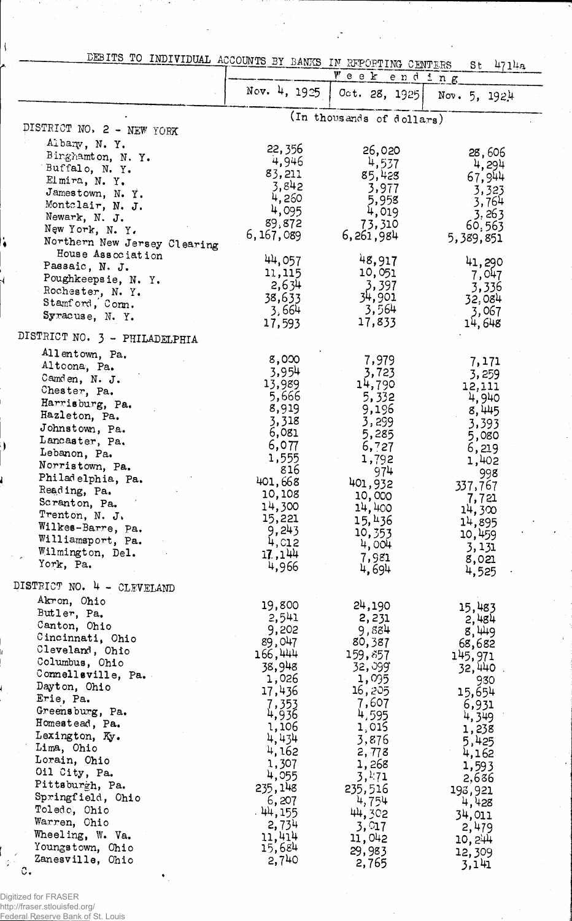DEBITS TO INDIVIDUAL ACCOUNTS BY BANKS IN REPORTING CENTERS St 4714a

| | Week ending | | |
|---|---|---|---|
| | Nov. 4, 1925 | Oct. 28, 1925 | Nov. 5, 1924 |
| | (In thousands of dollars) | | |
| **DISTRICT NO. 2 - NEW YORK** | | | |
| Albany, N. Y. | 22,356 | 26,020 | 28,606 |
| Binghamton, N. Y. | 4,946 | 4,537 | 4,294 |
| Buffalo, N. Y. | 83,211 | 85,428 | 67,944 |
| Elmira, N. Y. | 3,842 | 3,977 | 3,323 |
| Jamestown, N. Y. | 4,260 | 5,958 | 3,764 |
| Montclair, N. J. | 4,095 | 4,019 | 3,263 |
| Newark, N. J. | 89,872 | 73,310 | 60,563 |
| New York, N. Y. | 6,167,089 | 6,261,984 | 5,389,851 |
| Northern New Jersey Clearing House Association | 44,057 | 48,917 | 41,290 |
| Passaic, N. J. | 11,115 | 10,051 | 7,047 |
| Poughkeepsie, N. Y. | 2,634 | 3,397 | 3,336 |
| Rochester, N. Y. | 38,633 | 34,901 | 32,084 |
| Stamford, Conn. | 3,664 | 3,564 | 3,067 |
| Syracuse, N. Y. | 17,593 | 17,833 | 14,648 |
| **DISTRICT NO. 3 - PHILADELPHIA** | | | |
| Allentown, Pa. | 8,000 | 7,979 | 7,171 |
| Altoona, Pa. | 3,954 | 3,723 | 3,259 |
| Camden, N. J. | 13,989 | 14,790 | 12,111 |
| Chester, Pa. | 5,666 | 5,332 | 4,940 |
| Harrisburg, Pa. | 8,919 | 9,196 | 8,445 |
| Hazleton, Pa. | 3,318 | 3,299 | 3,393 |
| Johnstown, Pa. | 6,081 | 5,285 | 5,080 |
| Lancaster, Pa. | 6,077 | 6,727 | 6,219 |
| Lebanon, Pa. | 1,555 | 1,792 | 1,402 |
| Norristown, Pa. | 816 | 974 | 998 |
| Philadelphia, Pa. | 401,668 | 401,932 | 337,767 |
| Reading, Pa. | 10,108 | 10,000 | 7,721 |
| Scranton, Pa. | 14,300 | 14,400 | 14,300 |
| Trenton, N. J. | 15,221 | 15,436 | 14,895 |
| Wilkes-Barre, Pa. | 9,243 | 10,353 | 10,459 |
| Williamsport, Pa. | 4,012 | 4,004 | 3,131 |
| Wilmington, Del. | 17,144 | 7,981 | 8,021 |
| York, Pa. | 4,966 | 4,694 | 4,525 |
| **DISTRICT NO. 4 - CLEVELAND** | | | |
| Akron, Ohio | 19,800 | 24,190 | 15,483 |
| Butler, Pa. | 2,541 | 2,231 | 2,484 |
| Canton, Ohio | 9,202 | 9,884 | 8,449 |
| Cincinnati, Ohio | 89,047 | 80,387 | 68,682 |
| Cleveland, Ohio | 166,444 | 159,857 | 145,971 |
| Columbus, Ohio | 38,948 | 32,099 | 32,440 |
| Connellsville, Pa. | 1,026 | 1,095 | 930 |
| Dayton, Ohio | 17,436 | 16,205 | 15,654 |
| Erie, Pa. | 7,353 | 7,607 | 6,931 |
| Greensburg, Pa. | 4,936 | 4,595 | 4,349 |
| Homestead, Pa. | 1,106 | 1,015 | 1,238 |
| Lexington, Ky. | 4,434 | 3,876 | 5,425 |
| Lima, Ohio | 4,162 | 2,778 | 4,162 |
| Lorain, Ohio | 1,307 | 1,268 | 1,593 |
| Oil City, Pa. | 4,055 | 3,471 | 2,686 |
| Pittsburgh, Pa. | 235,148 | 235,516 | 198,921 |
| Springfield, Ohio | 6,207 | 4,754 | 4,428 |
| Toledo, Ohio | 44,155 | 44,302 | 34,011 |
| Warren, Ohio | 2,734 | 3,017 | 2,479 |
| Wheeling, W. Va. | 11,414 | 11,042 | 10,244 |
| Youngstown, Ohio | 15,684 | 29,983 | 12,309 |
| Zanesville, Ohio | 2,740 | 2,765 | 3,141 |

C.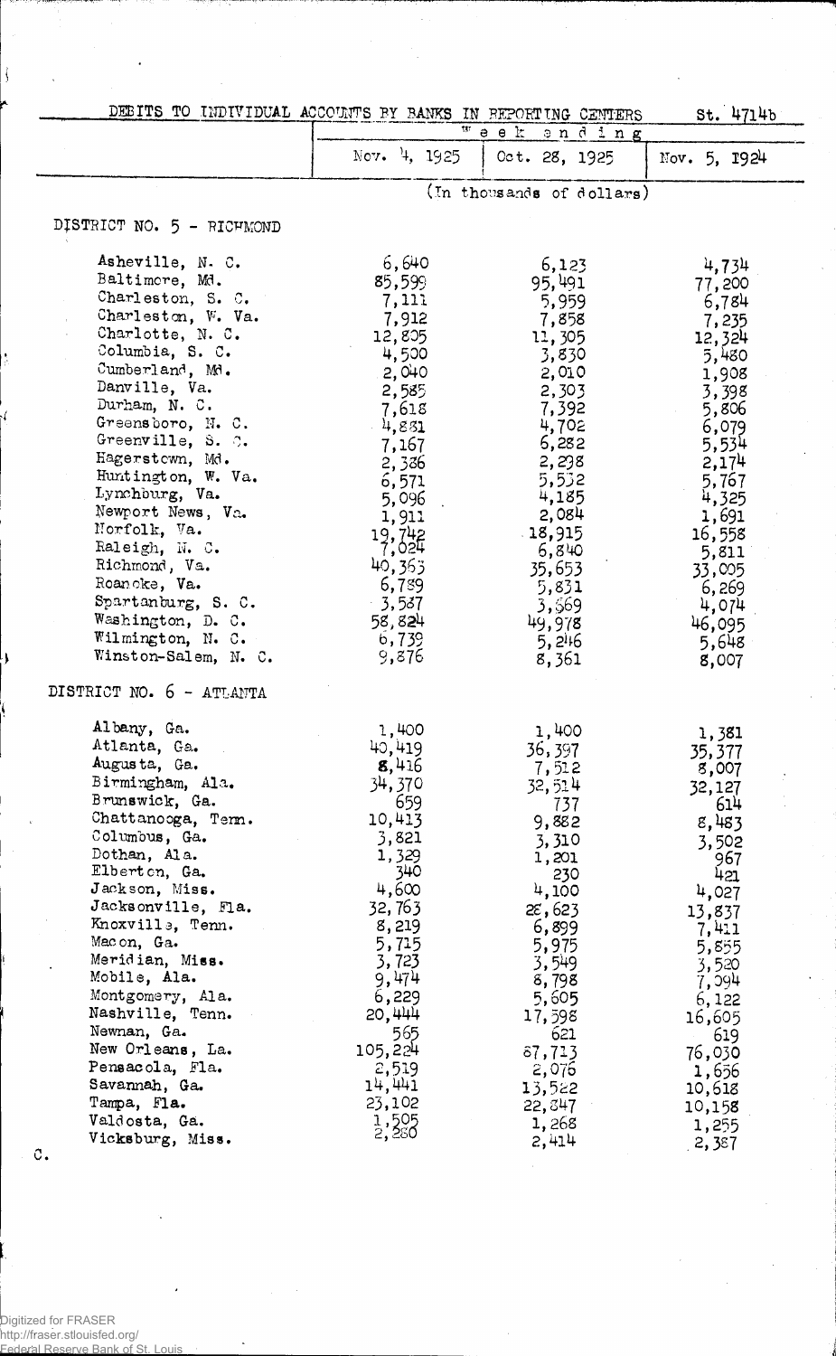DEBITS TO INDIVIDUAL ACCOUNTS BY BANKS IN REPORTING CENTERS St. 4714b

| | Week ending | | |
|---|---|---|---|
| | Nov. 4, 1925 | Oct. 28, 1925 | Nov. 5, 1924 |
| | (In thousands of dollars) | | |
| **DISTRICT NO. 5 - RICHMOND** | | | |
| Asheville, N. C. | 6,640 | 6,123 | 4,734 |
| Baltimore, Md. | 85,599 | 95,491 | 77,200 |
| Charleston, S. C. | 7,111 | 5,959 | 6,784 |
| Charleston, W. Va. | 7,912 | 7,858 | 7,235 |
| Charlotte, N. C. | 12,805 | 11,305 | 12,324 |
| Columbia, S. C. | 4,500 | 3,830 | 5,480 |
| Cumberland, Md. | 2,040 | 2,010 | 1,908 |
| Danville, Va. | 2,585 | 2,303 | 3,398 |
| Durham, N. C. | 7,618 | 7,392 | 5,806 |
| Greensboro, N. C. | 4,881 | 4,702 | 6,079 |
| Greenville, S. C. | 7,167 | 6,282 | 5,534 |
| Hagerstown, Md. | 2,386 | 2,298 | 2,174 |
| Huntington, W. Va. | 6,571 | 5,532 | 5,767 |
| Lynchburg, Va. | 5,096 | 4,185 | 4,325 |
| Newport News, Va. | 1,911 | 2,084 | 1,691 |
| Norfolk, Va. | 19,742 | 18,915 | 16,558 |
| Raleigh, N. C. | 7,024 | 6,840 | 5,811 |
| Richmond, Va. | 40,363 | 35,653 | 33,005 |
| Roanoke, Va. | 6,789 | 5,831 | 6,269 |
| Spartanburg, S. C. | 3,587 | 3,569 | 4,074 |
| Washington, D. C. | 58,824 | 49,978 | 46,095 |
| Wilmington, N. C. | 6,739 | 5,246 | 5,648 |
| Winston-Salem, N. C. | 9,876 | 8,361 | 8,007 |
| **DISTRICT NO. 6 - ATLANTA** | | | |
| Albany, Ga. | 1,400 | 1,400 | 1,381 |
| Atlanta, Ga. | 40,419 | 36,397 | 35,377 |
| Augusta, Ga. | 8,416 | 7,512 | 8,007 |
| Birmingham, Ala. | 34,370 | 32,514 | 32,127 |
| Brunswick, Ga. | 659 | 737 | 614 |
| Chattanooga, Tenn. | 10,413 | 9,882 | 8,483 |
| Columbus, Ga. | 3,821 | 3,310 | 3,502 |
| Dothan, Ala. | 1,329 | 1,201 | 967 |
| Elberton, Ga. | 340 | 230 | 421 |
| Jackson, Miss. | 4,600 | 4,100 | 4,027 |
| Jacksonville, Fla. | 32,763 | 28,623 | 13,837 |
| Knoxville, Tenn. | 8,219 | 6,899 | 7,411 |
| Macon, Ga. | 5,715 | 5,975 | 5,855 |
| Meridian, Miss. | 3,723 | 3,549 | 3,520 |
| Mobile, Ala. | 9,474 | 8,798 | 7,094 |
| Montgomery, Ala. | 6,229 | 5,605 | 6,122 |
| Nashville, Tenn. | 20,444 | 17,598 | 16,605 |
| Newnan, Ga. | 565 | 621 | 619 |
| New Orleans, La. | 105,224 | 87,713 | 76,030 |
| Pensacola, Fla. | 2,519 | 2,076 | 1,656 |
| Savannah, Ga. | 14,441 | 13,522 | 10,618 |
| Tampa, Fla. | 23,102 | 22,847 | 10,158 |
| Valdosta, Ga. | 1,505 | 1,268 | 1,255 |
| Vicksburg, Miss. | 2,280 | 2,414 | 2,387 |

C.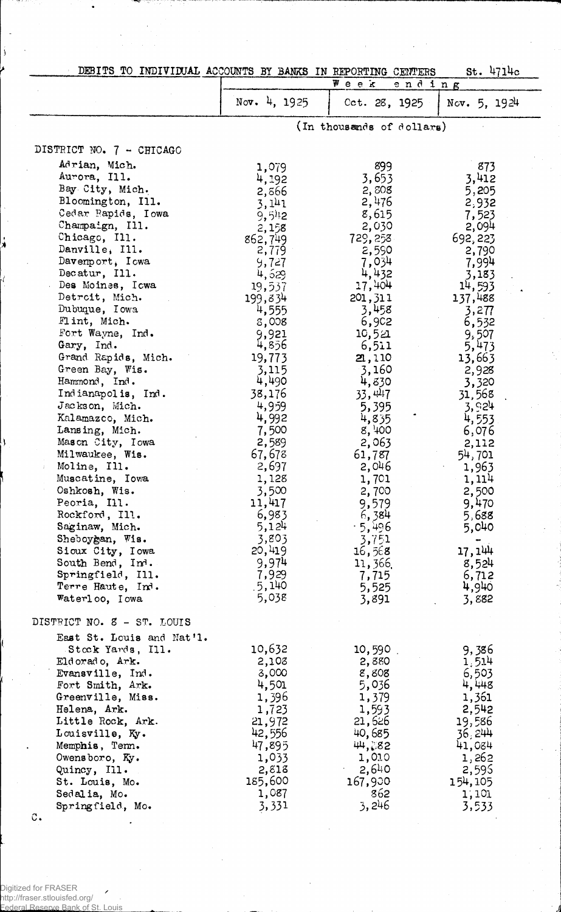DEBITS TO INDIVIDUAL ACCOUNTS BY BANKS IN REPORTING CENTERS St. 4714c

| | Week ending | | |
|---|---|---|---|
| | Nov. 4, 1925 | Oct. 28, 1925 | Nov. 5, 1924 |
| | (In thousands of dollars) | | |
| **DISTRICT NO. 7 - CHICAGO** | | | |
| Adrian, Mich. | 1,079 | 899 | 873 |
| Aurora, Ill. | 4,192 | 3,653 | 3,412 |
| Bay City, Mich. | 2,866 | 2,808 | 5,205 |
| Bloomington, Ill. | 3,141 | 2,476 | 2,932 |
| Cedar Rapids, Iowa | 9,542 | 8,615 | 7,523 |
| Champaign, Ill. | 2,158 | 2,030 | 2,094 |
| Chicago, Ill. | 862,749 | 729,258 | 692,223 |
| Danville, Ill. | 2,779 | 2,590 | 2,790 |
| Davenport, Iowa | 9,727 | 7,034 | 7,994 |
| Decatur, Ill. | 4,629 | 4,432 | 3,183 |
| Des Moines, Iowa | 19,537 | 17,404 | 14,593 |
| Detroit, Mich. | 199,834 | 201,311 | 137,488 |
| Dubuque, Iowa | 4,555 | 3,458 | 3,277 |
| Flint, Mich. | 8,008 | 6,902 | 6,532 |
| Fort Wayne, Ind. | 9,921 | 10,521 | 9,507 |
| Gary, Ind. | 4,856 | 6,511 | 5,473 |
| Grand Rapids, Mich. | 19,773 | 21,110 | 13,663 |
| Green Bay, Wis. | 3,115 | 3,160 | 2,928 |
| Hammond, Ind. | 4,490 | 4,830 | 3,320 |
| Indianapolis, Ind. | 38,176 | 33,447 | 31,568 |
| Jackson, Mich. | 4,959 | 5,395 | 3,924 |
| Kalamazoo, Mich. | 4,992 | 4,835 | 4,553 |
| Lansing, Mich. | 7,500 | 8,400 | 6,076 |
| Mason City, Iowa | 2,589 | 2,063 | 2,112 |
| Milwaukee, Wis. | 67,678 | 61,787 | 54,701 |
| Moline, Ill. | 2,697 | 2,046 | 1,963 |
| Muscatine, Iowa | 1,128 | 1,701 | 1,114 |
| Oshkosh, Wis. | 3,500 | 2,700 | 2,500 |
| Peoria, Ill. | 11,417 | 9,579 | 9,470 |
| Rockford, Ill. | 6,983 | 6,384 | 5,688 |
| Saginaw, Mich. | 5,124 | 5,496 | 5,040 |
| Sheboygan, Wis. | 3,803 | 3,751 | - |
| Sioux City, Iowa | 20,419 | 16,568 | 17,144 |
| South Bend, Ind. | 9,974 | 11,366 | 8,524 |
| Springfield, Ill. | 7,929 | 7,715 | 6,712 |
| Terre Haute, Ind. | 5,140 | 5,525 | 4,940 |
| Waterloo, Iowa | 5,038 | 3,891 | 3,882 |
| **DISTRICT NO. 8 - ST. LOUIS** | | | |
| East St. Louis and Nat'l. Stock Yards, Ill. | 10,632 | 10,590 | 9,386 |
| Eldorado, Ark. | 2,108 | 2,880 | 1,514 |
| Evansville, Ind. | 8,000 | 8,808 | 6,503 |
| Fort Smith, Ark. | 4,501 | 5,036 | 4,448 |
| Greenville, Miss. | 1,396 | 1,379 | 1,361 |
| Helena, Ark. | 1,723 | 1,593 | 2,542 |
| Little Rock, Ark. | 21,972 | 21,626 | 19,586 |
| Louisville, Ky. | 42,556 | 40,685 | 36,244 |
| Memphis, Tenn. | 47,895 | 44,182 | 41,084 |
| Owensboro, Ky. | 1,033 | 1,010 | 1,262 |
| Quincy, Ill. | 2,818 | 2,640 | 2,595 |
| St. Louis, Mo. | 185,600 | 167,900 | 154,105 |
| Sedalia, Mo. | 1,087 | 862 | 1,101 |
| Springfield, Mo. | 3,331 | 3,246 | 3,533 |

C.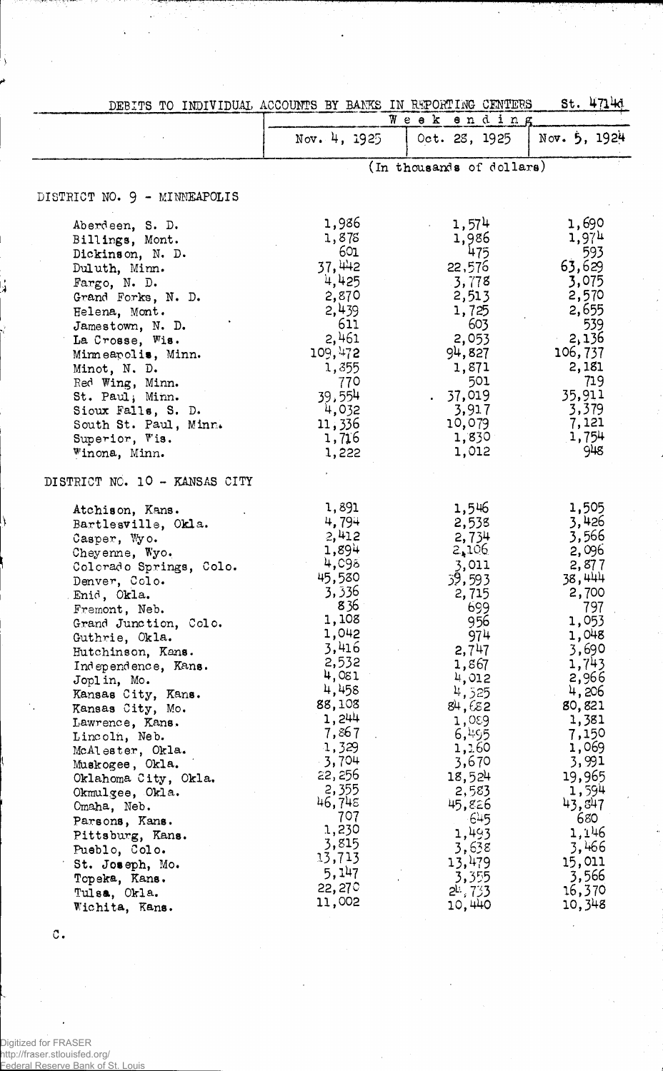DEBITS TO INDIVIDUAL ACCOUNTS BY BANKS IN REPORTING CENTERS St. 4714d

| | Week ending | | |
|---|---|---|---|
| | Nov. 4, 1925 | Oct. 28, 1925 | Nov. 5, 1924 |
| | (In thousands of dollars) | | |
| **DISTRICT NO. 9 - MINNEAPOLIS** | | | |
| Aberdeen, S. D. | 1,986 | 1,574 | 1,690 |
| Billings, Mont. | 1,878 | 1,986 | 1,974 |
| Dickinson, N. D. | 601 | 475 | 593 |
| Duluth, Minn. | 37,442 | 22,576 | 63,629 |
| Fargo, N. D. | 4,425 | 3,778 | 3,075 |
| Grand Forks, N. D. | 2,870 | 2,513 | 2,570 |
| Helena, Mont. | 2,439 | 1,725 | 2,655 |
| Jamestown, N. D. | 611 | 603 | 539 |
| La Crosse, Wis. | 2,461 | 2,053 | 2,136 |
| Minneapolis, Minn. | 109,472 | 94,827 | 106,737 |
| Minot, N. D. | 1,855 | 1,871 | 2,181 |
| Red Wing, Minn. | 770 | 501 | 719 |
| St. Paul, Minn. | 39,554 | 37,019 | 35,911 |
| Sioux Falls, S. D. | 4,032 | 3,917 | 3,379 |
| South St. Paul, Minn. | 11,336 | 10,079 | 7,121 |
| Superior, Wis. | 1,716 | 1,830 | 1,754 |
| Winona, Minn. | 1,222 | 1,012 | 948 |
| **DISTRICT NO. 10 - KANSAS CITY** | | | |
| Atchison, Kans. | 1,891 | 1,546 | 1,505 |
| Bartlesville, Okla. | 4,794 | 2,538 | 3,426 |
| Casper, Wyo. | 2,412 | 2,734 | 3,566 |
| Cheyenne, Wyo. | 1,894 | 2,106 | 2,096 |
| Colorado Springs, Colo. | 4,098 | 3,011 | 2,877 |
| Denver, Colo. | 45,580 | 39,593 | 38,444 |
| Enid, Okla. | 3,336 | 2,715 | 2,700 |
| Fremont, Neb. | 836 | 699 | 797 |
| Grand Junction, Colo. | 1,108 | 956 | 1,053 |
| Guthrie, Okla. | 1,042 | 974 | 1,048 |
| Hutchinson, Kans. | 3,416 | 2,747 | 3,690 |
| Independence, Kans. | 2,532 | 1,867 | 1,743 |
| Joplin, Mo. | 4,081 | 4,012 | 2,966 |
| Kansas City, Kans. | 4,458 | 4,525 | 4,206 |
| Kansas City, Mo. | 88,108 | 84,682 | 80,821 |
| Lawrence, Kans. | 1,244 | 1,089 | 1,381 |
| Lincoln, Neb. | 7,867 | 6,495 | 7,150 |
| McAlester, Okla. | 1,329 | 1,160 | 1,069 |
| Muskogee, Okla. | 3,704 | 3,670 | 3,991 |
| Oklahoma City, Okla. | 22,256 | 18,524 | 19,965 |
| Okmulgee, Okla. | 2,355 | 2,583 | 1,594 |
| Omaha, Neb. | 46,748 | 45,826 | 43,847 |
| Parsons, Kans. | 707 | 645 | 680 |
| Pittsburg, Kans. | 1,230 | 1,493 | 1,146 |
| Pueblo, Colo. | 3,815 | 3,638 | 3,466 |
| St. Joseph, Mo. | 13,713 | 13,479 | 15,011 |
| Topeka, Kans. | 5,147 | 3,355 | 3,566 |
| Tulsa, Okla. | 22,270 | 24,733 | 16,370 |
| Wichita, Kans. | 11,002 | 10,440 | 10,348 |

C.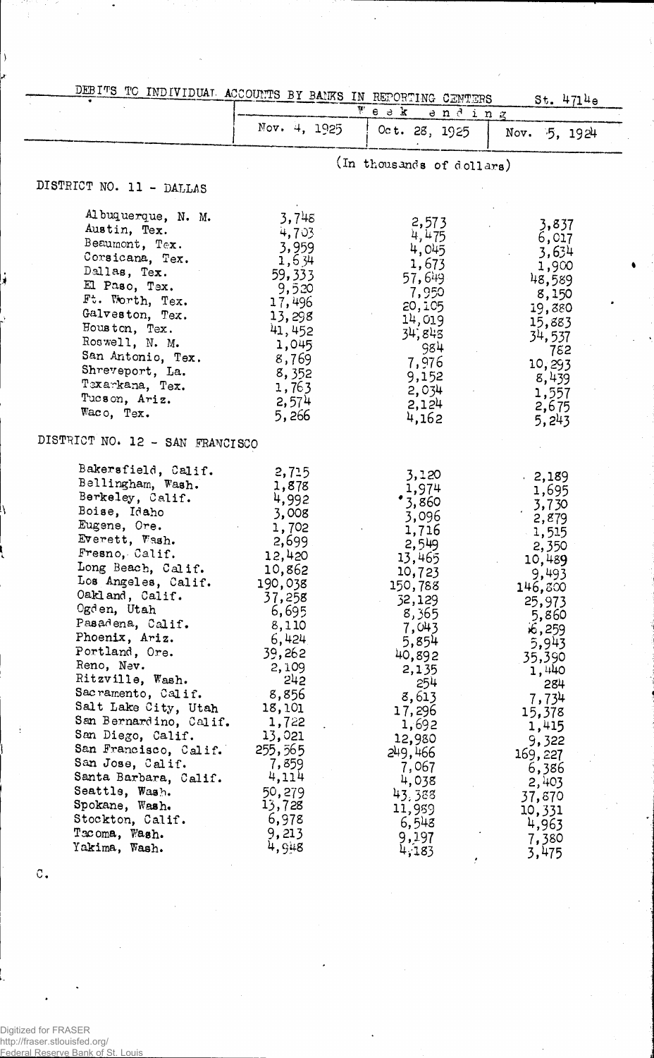DEBITS TO INDIVIDUAL ACCOUNTS BY BANKS IN REPORTING CENTERS St. 4714e

| | Week ending | | |
|---|---|---|---|
| | Nov. 4, 1925 | Oct. 28, 1925 | Nov. 5, 1924 |
| | (In thousands of dollars) | | |
| **DISTRICT NO. 11 - DALLAS** | | | |
| Albuquerque, N. M. | 3,748 | 2,573 | 3,837 |
| Austin, Tex. | 4,703 | 4,475 | 6,017 |
| Beaumont, Tex. | 3,959 | 4,045 | 3,634 |
| Corsicana, Tex. | 1,634 | 1,673 | 1,900 |
| Dallas, Tex. | 59,333 | 57,649 | 48,589 |
| El Paso, Tex. | 9,520 | 7,950 | 8,150 |
| Ft. Worth, Tex. | 17,496 | 20,105 | 19,880 |
| Galveston, Tex. | 13,298 | 14,019 | 15,883 |
| Houston, Tex. | 41,452 | 34,843 | 34,537 |
| Roswell, N. M. | 1,045 | 984 | 782 |
| San Antonio, Tex. | 8,769 | 7,976 | 10,293 |
| Shreveport, La. | 8,352 | 9,152 | 8,439 |
| Texarkana, Tex. | 1,763 | 2,034 | 1,557 |
| Tucson, Ariz. | 2,574 | 2,124 | 2,675 |
| Waco, Tex. | 5,266 | 4,162 | 5,243 |
| **DISTRICT NO. 12 - SAN FRANCISCO** | | | |
| Bakersfield, Calif. | 2,715 | 3,120 | 2,189 |
| Bellingham, Wash. | 1,878 | 1,974 | 1,695 |
| Berkeley, Calif. | 4,992 | 3,860 | 3,730 |
| Boise, Idaho | 3,008 | 3,096 | 2,879 |
| Eugene, Ore. | 1,702 | 1,716 | 1,515 |
| Everett, Wash. | 2,699 | 2,549 | 2,350 |
| Fresno, Calif. | 12,420 | 13,465 | 10,489 |
| Long Beach, Calif. | 10,862 | 10,723 | 9,493 |
| Los Angeles, Calif. | 190,038 | 150,788 | 146,800 |
| Oakland, Calif. | 37,258 | 32,129 | 25,973 |
| Ogden, Utah | 6,695 | 8,365 | 5,860 |
| Pasadena, Calif. | 8,110 | 7,043 | 6,259 |
| Phoenix, Ariz. | 6,424 | 5,854 | 5,943 |
| Portland, Ore. | 39,262 | 40,892 | 35,390 |
| Reno, Nev. | 2,109 | 2,135 | 1,440 |
| Ritzville, Wash. | 242 | 254 | 284 |
| Sacramento, Calif. | 8,856 | 8,613 | 7,734 |
| Salt Lake City, Utah | 18,101 | 17,296 | 15,378 |
| San Bernardino, Calif. | 1,722 | 1,692 | 1,415 |
| San Diego, Calif. | 13,021 | 12,980 | 9,322 |
| San Francisco, Calif. | 255,565 | 249,466 | 169,227 |
| San Jose, Calif. | 7,859 | 7,067 | 6,386 |
| Santa Barbara, Calif. | 4,114 | 4,038 | 2,403 |
| Seattle, Wash. | 50,279 | 43,388 | 37,870 |
| Spokane, Wash. | 13,728 | 11,959 | 10,331 |
| Stockton, Calif. | 6,978 | 6,548 | 4,963 |
| Tacoma, Wash. | 9,213 | 9,197 | 7,380 |
| Yakima, Wash. | 4,948 | 4,183 | 3,475 |

C.